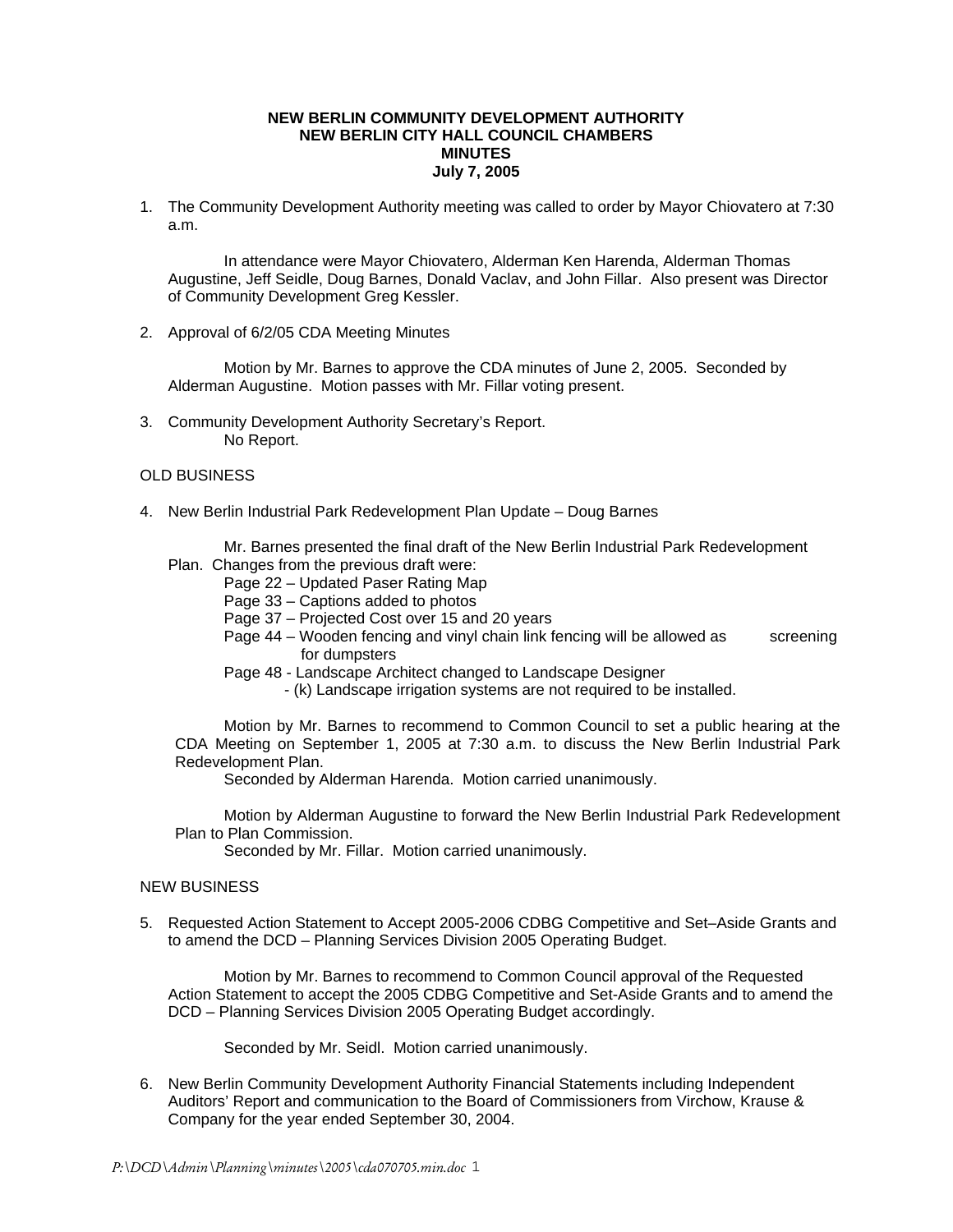**NEW BERLIN COMMUNITY DEVELOPMENT AUTHORITY**
**NEW BERLIN CITY HALL COUNCIL CHAMBERS**
**MINUTES**
**July 7, 2005**

1. The Community Development Authority meeting was called to order by Mayor Chiovatero at 7:30 a.m.

   In attendance were Mayor Chiovatero, Alderman Ken Harenda, Alderman Thomas Augustine, Jeff Seidle, Doug Barnes, Donald Vaclav, and John Fillar. Also present was Director of Community Development Greg Kessler.

2. Approval of 6/2/05 CDA Meeting Minutes

   Motion by Mr. Barnes to approve the CDA minutes of June 2, 2005. Seconded by Alderman Augustine. Motion passes with Mr. Fillar voting present.

3. Community Development Authority Secretary's Report.
   No Report.

OLD BUSINESS

4. New Berlin Industrial Park Redevelopment Plan Update – Doug Barnes

   Mr. Barnes presented the final draft of the New Berlin Industrial Park Redevelopment Plan. Changes from the previous draft were:
   - Page 22 – Updated Paser Rating Map
   - Page 33 – Captions added to photos
   - Page 37 – Projected Cost over 15 and 20 years
   - Page 44 – Wooden fencing and vinyl chain link fencing will be allowed as screening for dumpsters
   - Page 48 - Landscape Architect changed to Landscape Designer
     - (k) Landscape irrigation systems are not required to be installed.

   Motion by Mr. Barnes to recommend to Common Council to set a public hearing at the CDA Meeting on September 1, 2005 at 7:30 a.m. to discuss the New Berlin Industrial Park Redevelopment Plan.
   Seconded by Alderman Harenda. Motion carried unanimously.

   Motion by Alderman Augustine to forward the New Berlin Industrial Park Redevelopment Plan to Plan Commission.
   Seconded by Mr. Fillar. Motion carried unanimously.

NEW BUSINESS

5. Requested Action Statement to Accept 2005-2006 CDBG Competitive and Set–Aside Grants and to amend the DCD – Planning Services Division 2005 Operating Budget.

   Motion by Mr. Barnes to recommend to Common Council approval of the Requested Action Statement to accept the 2005 CDBG Competitive and Set-Aside Grants and to amend the DCD – Planning Services Division 2005 Operating Budget accordingly.

   Seconded by Mr. Seidl. Motion carried unanimously.

6. New Berlin Community Development Authority Financial Statements including Independent Auditors' Report and communication to the Board of Commissioners from Virchow, Krause & Company for the year ended September 30, 2004.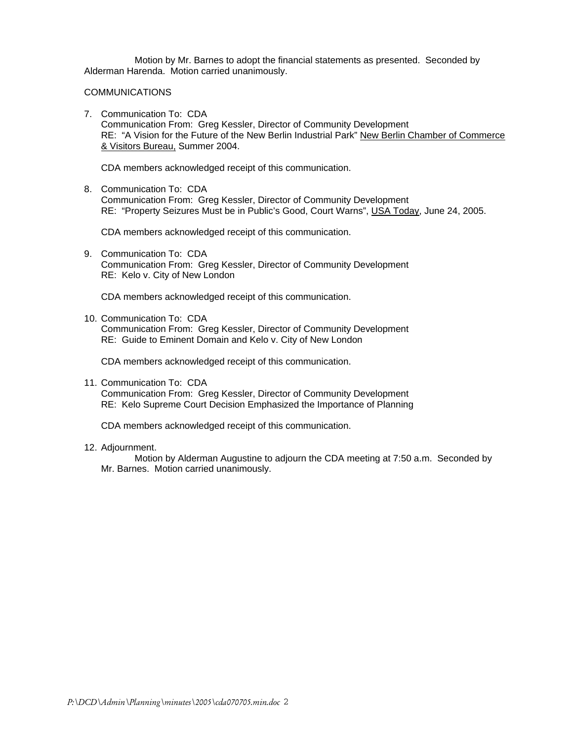Motion by Mr. Barnes to adopt the financial statements as presented. Seconded by Alderman Harenda. Motion carried unanimously.

COMMUNICATIONS

7. Communication To: CDA
   Communication From: Greg Kessler, Director of Community Development
   RE: "A Vision for the Future of the New Berlin Industrial Park" New Berlin Chamber of Commerce & Visitors Bureau, Summer 2004.

   CDA members acknowledged receipt of this communication.

8. Communication To: CDA
   Communication From: Greg Kessler, Director of Community Development
   RE: "Property Seizures Must be in Public's Good, Court Warns", USA Today, June 24, 2005.

   CDA members acknowledged receipt of this communication.

9. Communication To: CDA
   Communication From: Greg Kessler, Director of Community Development
   RE: Kelo v. City of New London

   CDA members acknowledged receipt of this communication.

10. Communication To: CDA
    Communication From: Greg Kessler, Director of Community Development
    RE: Guide to Eminent Domain and Kelo v. City of New London

    CDA members acknowledged receipt of this communication.

11. Communication To: CDA
    Communication From: Greg Kessler, Director of Community Development
    RE: Kelo Supreme Court Decision Emphasized the Importance of Planning

    CDA members acknowledged receipt of this communication.

12. Adjournment.
    Motion by Alderman Augustine to adjourn the CDA meeting at 7:50 a.m. Seconded by Mr. Barnes. Motion carried unanimously.